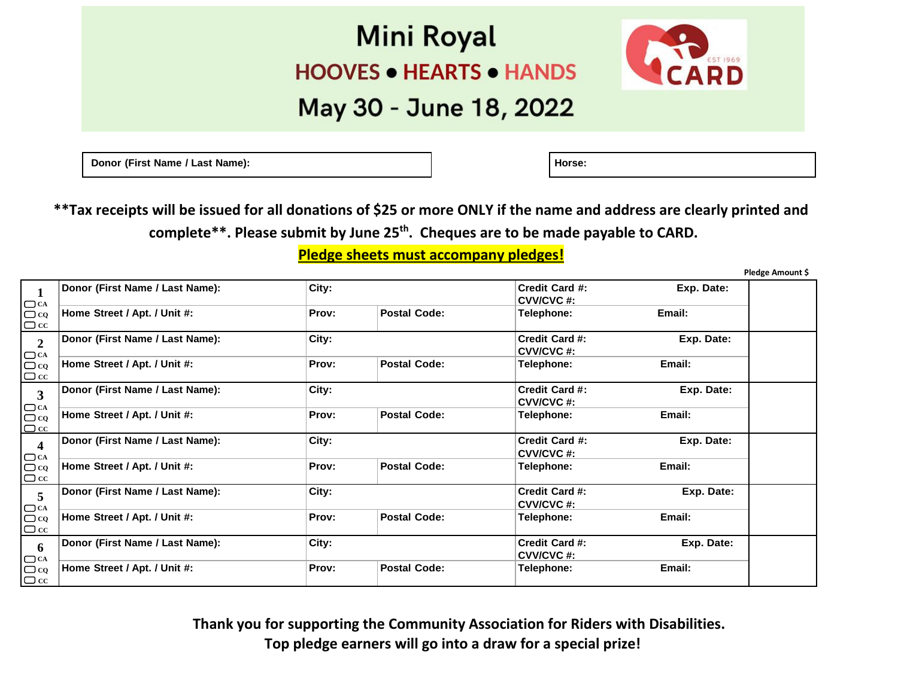# Mini Royal

## HOOVES • HEARTS • HANDS

## May 30 - June 18, 2022

CARD EST 1969

| Donor (First Name / Last Name): | Horse: |
|---|---|

**\*\*Tax receipts will be issued for all donations of $25 or more ONLY if the name and address are clearly printed and complete\*\*. Please submit by June 25th. Cheques are to be made payable to CARD.**

**Pledge sheets must accompany pledges!**

| # | | | | | Pledge Amount $ |
|---|---|---|---|---|---|
| 1 ▢ CA ▢ CQ ▢ CC | Donor (First Name / Last Name): | City: | | Credit Card #: Exp. Date: CVV/CVC #: | |
| | Home Street / Apt. / Unit #: | Prov: | Postal Code: | Telephone: Email: | |
| 2 ▢ CA ▢ CQ ▢ CC | Donor (First Name / Last Name): | City: | | Credit Card #: Exp. Date: CVV/CVC #: | |
| | Home Street / Apt. / Unit #: | Prov: | Postal Code: | Telephone: Email: | |
| 3 ▢ CA ▢ CQ ▢ CC | Donor (First Name / Last Name): | City: | | Credit Card #: Exp. Date: CVV/CVC #: | |
| | Home Street / Apt. / Unit #: | Prov: | Postal Code: | Telephone: Email: | |
| 4 ▢ CA ▢ CQ ▢ CC | Donor (First Name / Last Name): | City: | | Credit Card #: Exp. Date: CVV/CVC #: | |
| | Home Street / Apt. / Unit #: | Prov: | Postal Code: | Telephone: Email: | |
| 5 ▢ CA ▢ CQ ▢ CC | Donor (First Name / Last Name): | City: | | Credit Card #: Exp. Date: CVV/CVC #: | |
| | Home Street / Apt. / Unit #: | Prov: | Postal Code: | Telephone: Email: | |
| 6 ▢ CA ▢ CQ ▢ CC | Donor (First Name / Last Name): | City: | | Credit Card #: Exp. Date: CVV/CVC #: | |
| | Home Street / Apt. / Unit #: | Prov: | Postal Code: | Telephone: Email: | |

**Thank you for supporting the Community Association for Riders with Disabilities.**
**Top pledge earners will go into a draw for a special prize!**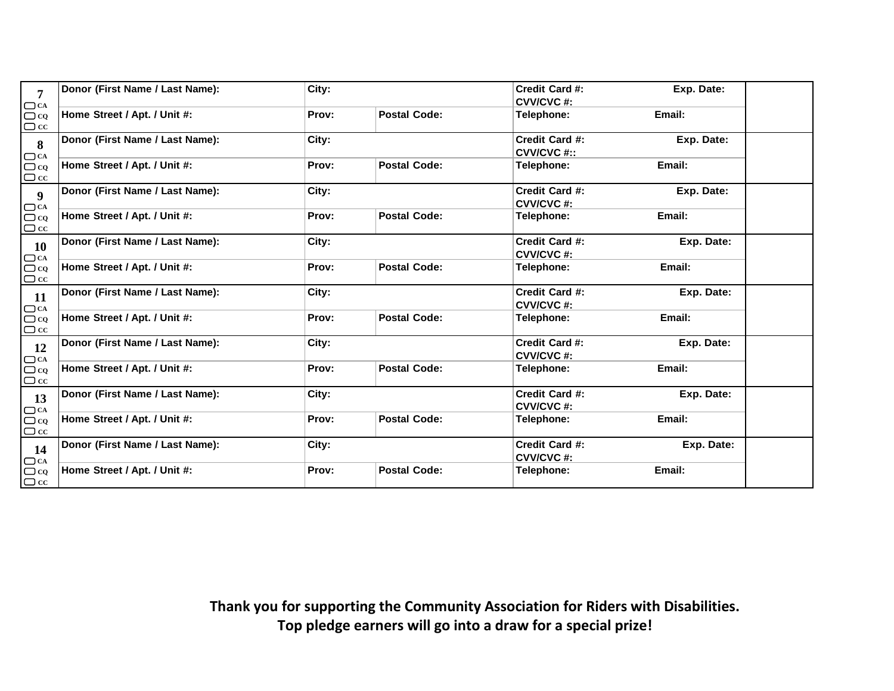| | | | | | |
|---|---|---|---|---|---|
| **7** ▢ CA ▢ CQ ▢ CC | **Donor (First Name / Last Name):** | **City:** | | **Credit Card #:** **Exp. Date:** **CVV/CVC #:** | |
| | **Home Street / Apt. / Unit #:** | **Prov:** | **Postal Code:** | **Telephone:** **Email:** | |
| **8** ▢ CA ▢ CQ ▢ CC | **Donor (First Name / Last Name):** | **City:** | | **Credit Card #:** **Exp. Date:** **CVV/CVC #::** | |
| | **Home Street / Apt. / Unit #:** | **Prov:** | **Postal Code:** | **Telephone:** **Email:** | |
| **9** ▢ CA ▢ CQ ▢ CC | **Donor (First Name / Last Name):** | **City:** | | **Credit Card #:** **Exp. Date:** **CVV/CVC #:** | |
| | **Home Street / Apt. / Unit #:** | **Prov:** | **Postal Code:** | **Telephone:** **Email:** | |
| **10** ▢ CA ▢ CQ ▢ CC | **Donor (First Name / Last Name):** | **City:** | | **Credit Card #:** **Exp. Date:** **CVV/CVC #:** | |
| | **Home Street / Apt. / Unit #:** | **Prov:** | **Postal Code:** | **Telephone:** **Email:** | |
| **11** ▢ CA ▢ CQ ▢ CC | **Donor (First Name / Last Name):** | **City:** | | **Credit Card #:** **Exp. Date:** **CVV/CVC #:** | |
| | **Home Street / Apt. / Unit #:** | **Prov:** | **Postal Code:** | **Telephone:** **Email:** | |
| **12** ▢ CA ▢ CQ ▢ CC | **Donor (First Name / Last Name):** | **City:** | | **Credit Card #:** **Exp. Date:** **CVV/CVC #:** | |
| | **Home Street / Apt. / Unit #:** | **Prov:** | **Postal Code:** | **Telephone:** **Email:** | |
| **13** ▢ CA ▢ CQ ▢ CC | **Donor (First Name / Last Name):** | **City:** | | **Credit Card #:** **Exp. Date:** **CVV/CVC #:** | |
| | **Home Street / Apt. / Unit #:** | **Prov:** | **Postal Code:** | **Telephone:** **Email:** | |
| **14** ▢ CA ▢ CQ ▢ CC | **Donor (First Name / Last Name):** | **City:** | | **Credit Card #:** **Exp. Date:** **CVV/CVC #:** | |
| | **Home Street / Apt. / Unit #:** | **Prov:** | **Postal Code:** | **Telephone:** **Email:** | |

**Thank you for supporting the Community Association for Riders with Disabilities.**
**Top pledge earners will go into a draw for a special prize!**